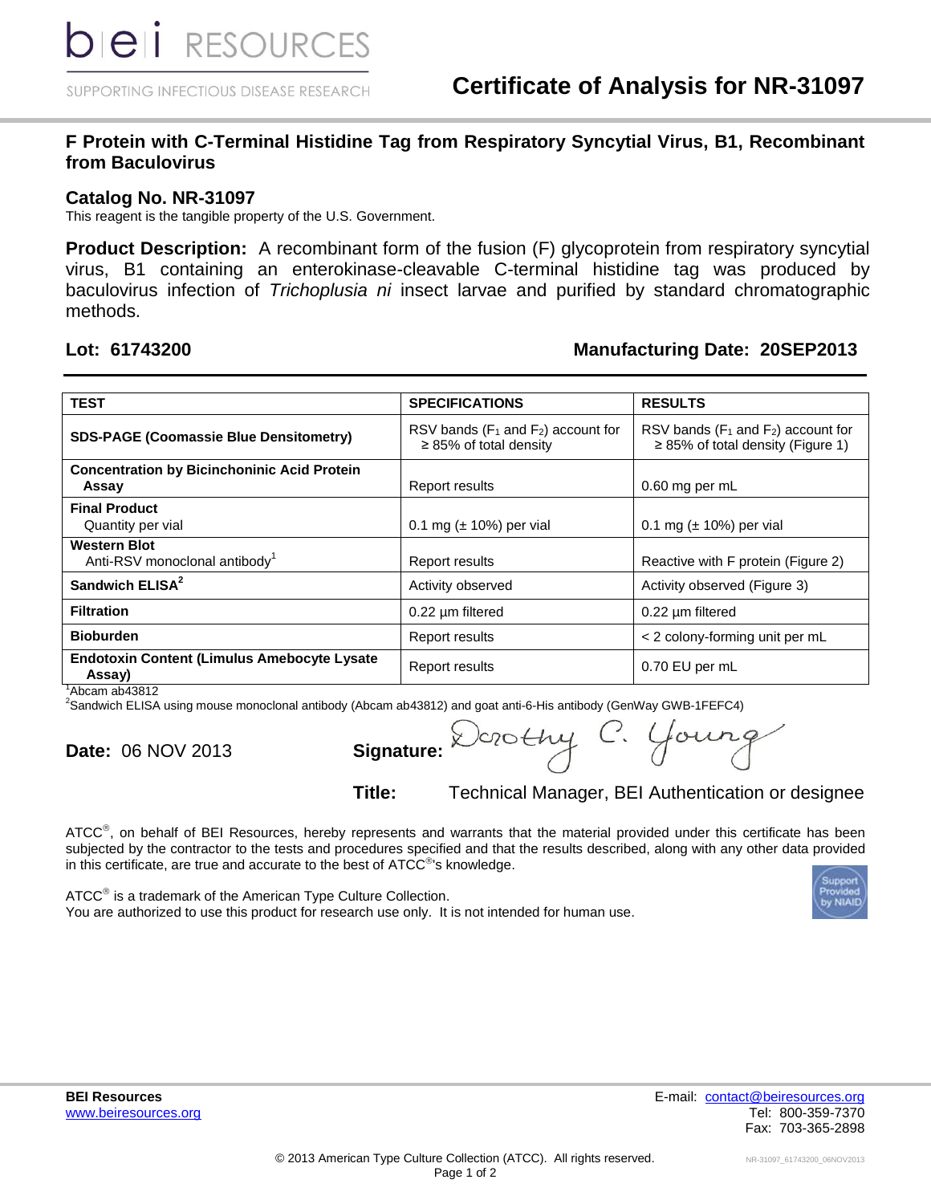# Certificate of Analysis for NR-31097

## F Protein with C-Terminal Histidine Tag from Respiratory Syncytial Virus, B1, Recombinant from Baculovirus

### Catalog No. NR-31097

This reagent is the tangible property of the U.S. Government.

**Product Description:** A recombinant form of the fusion (F) glycoprotein from respiratory syncytial virus, B1 containing an enterokinase-cleavable C-terminal histidine tag was produced by baculovirus infection of *Trichoplusia ni* insect larvae and purified by standard chromatographic methods.

**Lot: 61743200** **Manufacturing Date: 20SEP2013**

| TEST | SPECIFICATIONS | RESULTS |
|---|---|---|
| **SDS-PAGE (Coomassie Blue Densitometry)** | RSV bands ($F_1$ and $F_2$) account for ≥ 85% of total density | RSV bands ($F_1$ and $F_2$) account for ≥ 85% of total density (Figure 1) |
| **Concentration by Bicinchoninic Acid Protein Assay** | Report results | 0.60 mg per mL |
| **Final Product** Quantity per vial | 0.1 mg (± 10%) per vial | 0.1 mg (± 10%) per vial |
| **Western Blot** Anti-RSV monoclonal antibody[1] | Report results | Reactive with F protein (Figure 2) |
| **Sandwich ELISA[2]** | Activity observed | Activity observed (Figure 3) |
| **Filtration** | 0.22 µm filtered | 0.22 µm filtered |
| **Bioburden** | Report results | < 2 colony-forming unit per mL |
| **Endotoxin Content (Limulus Amebocyte Lysate Assay)** | Report results | 0.70 EU per mL |

[1]Abcam ab43812
[2]Sandwich ELISA using mouse monoclonal antibody (Abcam ab43812) and goat anti-6-His antibody (GenWay GWB-1FEFC4)

**Date:** 06 NOV 2013 **Signature:** Dorothy C. Young

**Title:** Technical Manager, BEI Authentication or designee

ATCC®, on behalf of BEI Resources, hereby represents and warrants that the material provided under this certificate has been subjected by the contractor to the tests and procedures specified and that the results described, along with any other data provided in this certificate, are true and accurate to the best of ATCC®'s knowledge.

ATCC® is a trademark of the American Type Culture Collection.
You are authorized to use this product for research use only. It is not intended for human use.

**BEI Resources**
www.beiresources.org

E-mail: contact@beiresources.org
Tel: 800-359-7370
Fax: 703-365-2898

© 2013 American Type Culture Collection (ATCC). All rights reserved.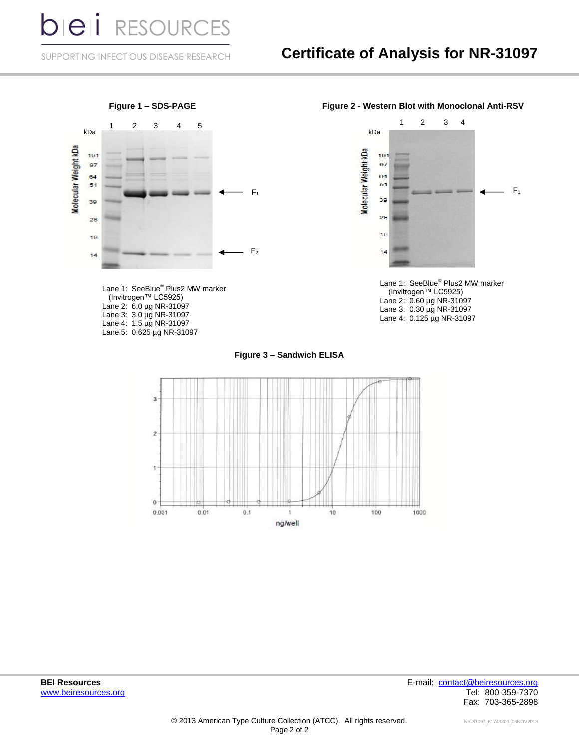# Certificate of Analysis for NR-31097

**Figure 1 – SDS-PAGE**

1 2 3 4 5

kDa

Molecular Weight kDa

191
97
64
51
39
28
19
14

$F_1$

$F_2$

Lane 1: SeeBlue® Plus2 MW marker (Invitrogen™ LC5925)
Lane 2: 6.0 µg NR-31097
Lane 3: 3.0 µg NR-31097
Lane 4: 1.5 µg NR-31097
Lane 5: 0.625 µg NR-31097

**Figure 2 - Western Blot with Monoclonal Anti-RSV**

1 2 3 4

kDa

Molecular Weight kDa

191
97
64
51
39
28
19
14

$F_1$

Lane 1: SeeBlue® Plus2 MW marker (Invitrogen™ LC5925)
Lane 2: 0.60 µg NR-31097
Lane 3: 0.30 µg NR-31097
Lane 4: 0.125 µg NR-31097

**Figure 3 – Sandwich ELISA**

3
2
1
0

0.001 0.01 0.1 1 10 100 1000

ng/well

**BEI Resources**
www.beiresources.org

E-mail: contact@beiresources.org
Tel: 800-359-7370
Fax: 703-365-2898

© 2013 American Type Culture Collection (ATCC). All rights reserved.